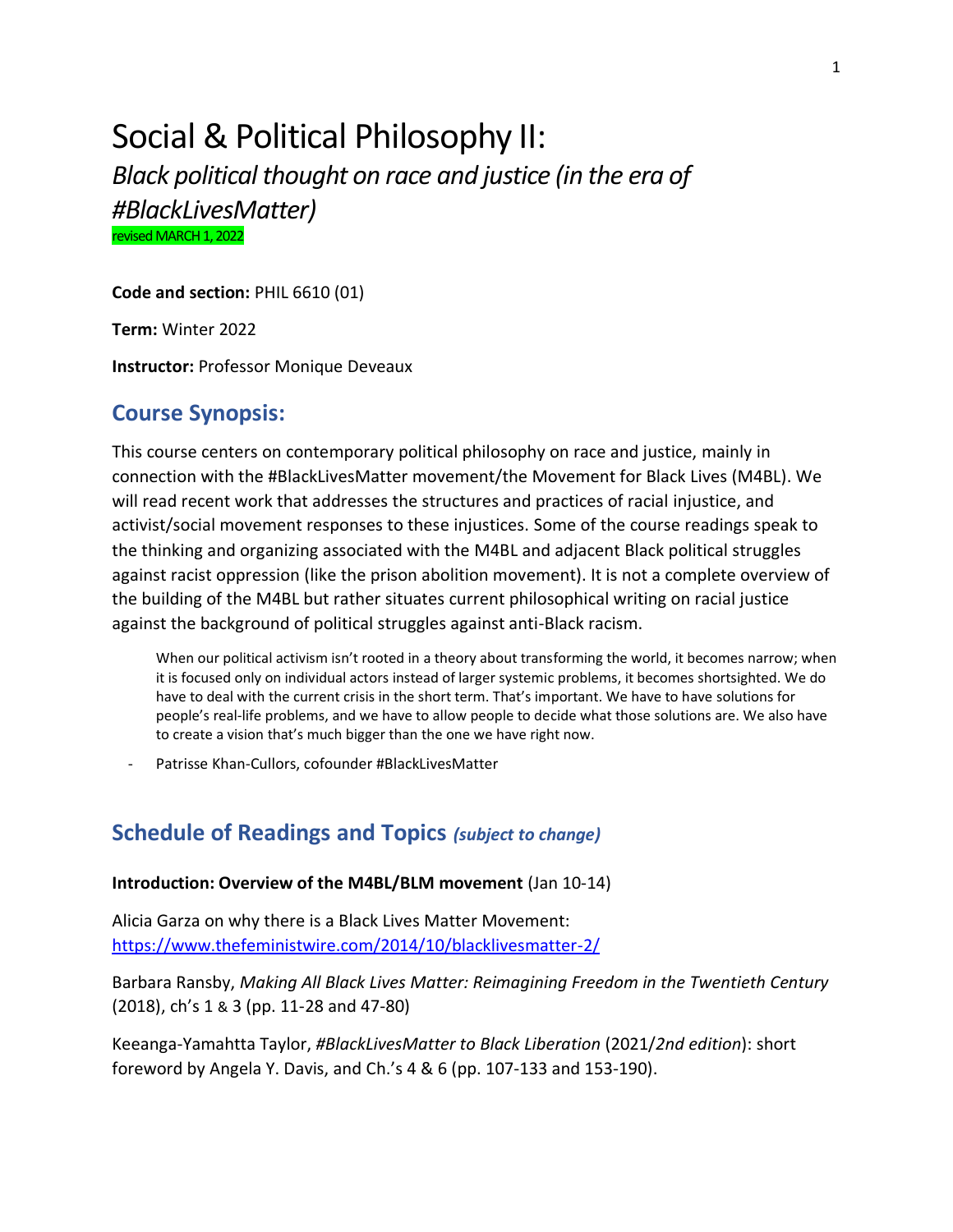# Social & Political Philosophy II:

*Black political thought on race and justice (in the era of #BlackLivesMatter)*

revised MARCH 1, 2022

**Code and section:** PHIL 6610 (01)

**Term:** Winter 2022

**Instructor:** Professor Monique Deveaux

## Course Synopsis:

This course centers on contemporary political philosophy on race and justice, mainly in connection with the #BlackLivesMatter movement/the Movement for Black Lives (M4BL). We will read recent work that addresses the structures and practices of racial injustice, and activist/social movement responses to these injustices. Some of the course readings speak to the thinking and organizing associated with the M4BL and adjacent Black political struggles against racist oppression (like the prison abolition movement). It is not a complete overview of the building of the M4BL but rather situates current philosophical writing on racial justice against the background of political struggles against anti-Black racism.

> When our political activism isn't rooted in a theory about transforming the world, it becomes narrow; when it is focused only on individual actors instead of larger systemic problems, it becomes shortsighted. We do have to deal with the current crisis in the short term. That's important. We have to have solutions for people's real-life problems, and we have to allow people to decide what those solutions are. We also have to create a vision that's much bigger than the one we have right now.

- Patrisse Khan-Cullors, cofounder #BlackLivesMatter

## Schedule of Readings and Topics *(subject to change)*

**Introduction: Overview of the M4BL/BLM movement** (Jan 10-14)

Alicia Garza on why there is a Black Lives Matter Movement: https://www.thefeministwire.com/2014/10/blacklivesmatter-2/

Barbara Ransby, *Making All Black Lives Matter: Reimagining Freedom in the Twentieth Century* (2018), ch's 1 & 3 (pp. 11-28 and 47-80)

Keeanga-Yamahtta Taylor, *#BlackLivesMatter to Black Liberation* (2021/*2nd edition*): short foreword by Angela Y. Davis, and Ch.'s 4 & 6 (pp. 107-133 and 153-190).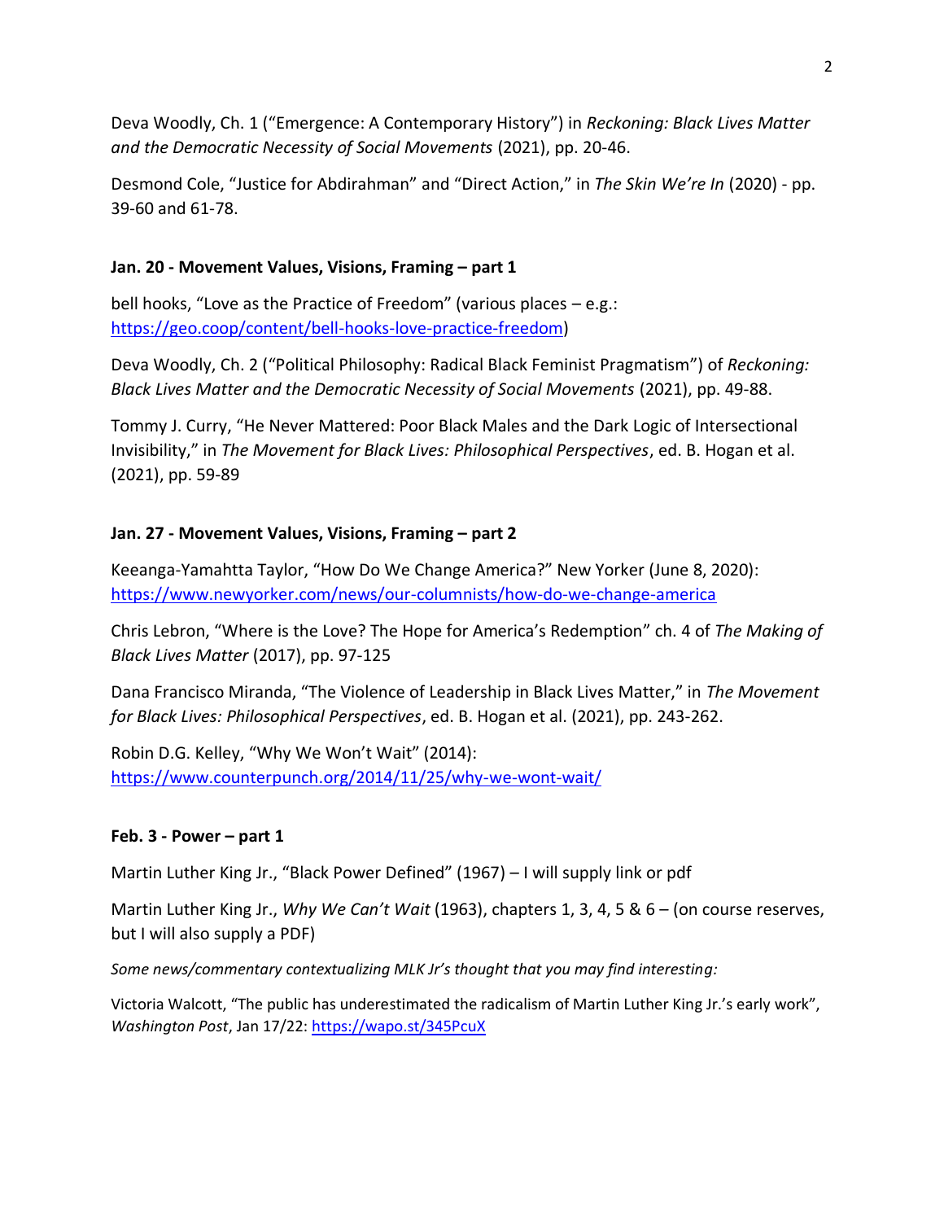Deva Woodly, Ch. 1 ("Emergence: A Contemporary History") in *Reckoning: Black Lives Matter and the Democratic Necessity of Social Movements* (2021), pp. 20-46.

Desmond Cole, "Justice for Abdirahman" and "Direct Action," in *The Skin We're In* (2020) - pp. 39-60 and 61-78.

**Jan. 20 - Movement Values, Visions, Framing – part 1**

bell hooks, "Love as the Practice of Freedom" (various places – e.g.: [https://geo.coop/content/bell-hooks-love-practice-freedom](https://geo.coop/content/bell-hooks-love-practice-freedom))

Deva Woodly, Ch. 2 ("Political Philosophy: Radical Black Feminist Pragmatism") of *Reckoning: Black Lives Matter and the Democratic Necessity of Social Movements* (2021), pp. 49-88.

Tommy J. Curry, "He Never Mattered: Poor Black Males and the Dark Logic of Intersectional Invisibility," in *The Movement for Black Lives: Philosophical Perspectives*, ed. B. Hogan et al. (2021), pp. 59-89

**Jan. 27 - Movement Values, Visions, Framing – part 2**

Keeanga-Yamahtta Taylor, "How Do We Change America?" New Yorker (June 8, 2020): [https://www.newyorker.com/news/our-columnists/how-do-we-change-america](https://www.newyorker.com/news/our-columnists/how-do-we-change-america)

Chris Lebron, "Where is the Love? The Hope for America's Redemption" ch. 4 of *The Making of Black Lives Matter* (2017), pp. 97-125

Dana Francisco Miranda, "The Violence of Leadership in Black Lives Matter," in *The Movement for Black Lives: Philosophical Perspectives*, ed. B. Hogan et al. (2021), pp. 243-262.

Robin D.G. Kelley, "Why We Won't Wait" (2014): [https://www.counterpunch.org/2014/11/25/why-we-wont-wait/](https://www.counterpunch.org/2014/11/25/why-we-wont-wait/)

**Feb. 3 - Power – part 1**

Martin Luther King Jr., "Black Power Defined" (1967) – I will supply link or pdf

Martin Luther King Jr., *Why We Can't Wait* (1963), chapters 1, 3, 4, 5 & 6 – (on course reserves, but I will also supply a PDF)

*Some news/commentary contextualizing MLK Jr's thought that you may find interesting:*

Victoria Walcott, "The public has underestimated the radicalism of Martin Luther King Jr.'s early work", *Washington Post*, Jan 17/22: [https://wapo.st/345PcuX](https://wapo.st/345PcuX)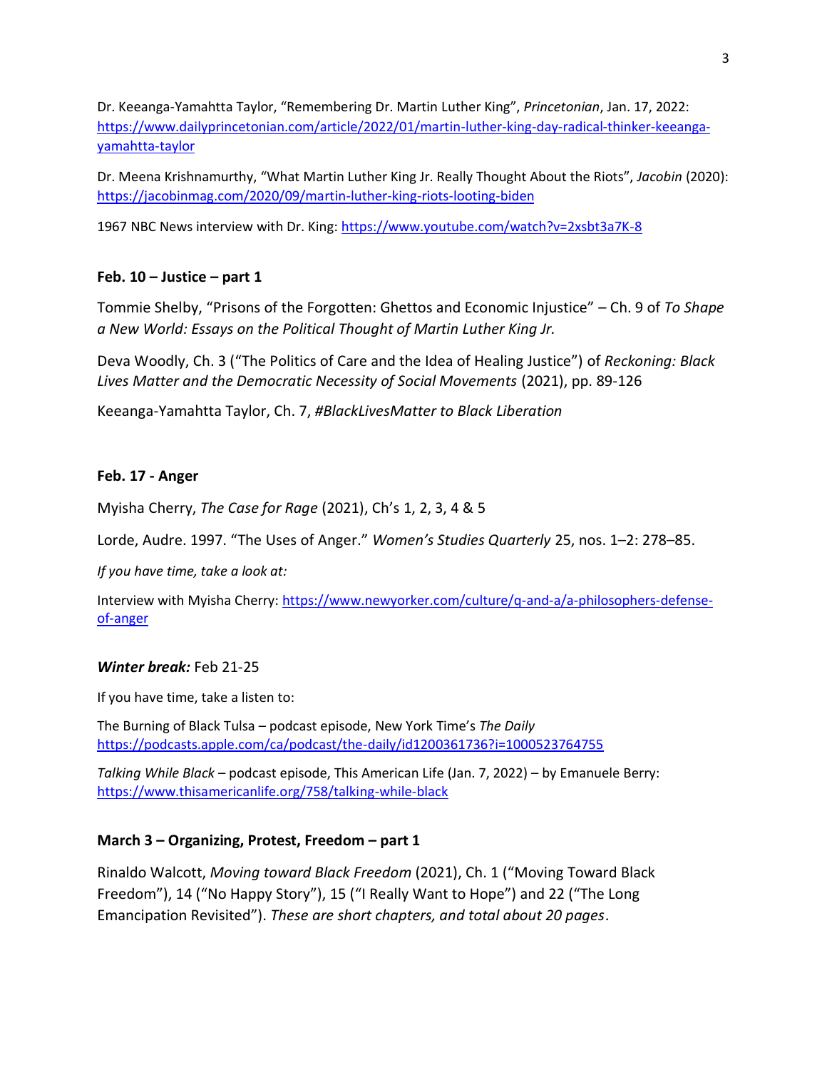Dr. Keeanga-Yamahtta Taylor, "Remembering Dr. Martin Luther King", *Princetonian*, Jan. 17, 2022: https://www.dailyprincetonian.com/article/2022/01/martin-luther-king-day-radical-thinker-keeanga-yamahtta-taylor

Dr. Meena Krishnamurthy, "What Martin Luther King Jr. Really Thought About the Riots", *Jacobin* (2020): https://jacobinmag.com/2020/09/martin-luther-king-riots-looting-biden

1967 NBC News interview with Dr. King: https://www.youtube.com/watch?v=2xsbt3a7K-8

**Feb. 10 – Justice – part 1**

Tommie Shelby, "Prisons of the Forgotten: Ghettos and Economic Injustice" – Ch. 9 of *To Shape a New World: Essays on the Political Thought of Martin Luther King Jr.*

Deva Woodly, Ch. 3 ("The Politics of Care and the Idea of Healing Justice") of *Reckoning: Black Lives Matter and the Democratic Necessity of Social Movements* (2021), pp. 89-126

Keeanga-Yamahtta Taylor, Ch. 7, *#BlackLivesMatter to Black Liberation*

**Feb. 17 - Anger**

Myisha Cherry, *The Case for Rage* (2021), Ch's 1, 2, 3, 4 & 5

Lorde, Audre. 1997. "The Uses of Anger." *Women's Studies Quarterly* 25, nos. 1–2: 278–85.

*If you have time, take a look at:*

Interview with Myisha Cherry: https://www.newyorker.com/culture/q-and-a/a-philosophers-defense-of-anger

***Winter break:*** Feb 21-25

If you have time, take a listen to:

The Burning of Black Tulsa – podcast episode, New York Time's *The Daily* https://podcasts.apple.com/ca/podcast/the-daily/id1200361736?i=1000523764755

*Talking While Black* – podcast episode, This American Life (Jan. 7, 2022) – by Emanuele Berry: https://www.thisamericanlife.org/758/talking-while-black

**March 3 – Organizing, Protest, Freedom – part 1**

Rinaldo Walcott, *Moving toward Black Freedom* (2021), Ch. 1 ("Moving Toward Black Freedom"), 14 ("No Happy Story"), 15 ("I Really Want to Hope") and 22 ("The Long Emancipation Revisited"). *These are short chapters, and total about 20 pages*.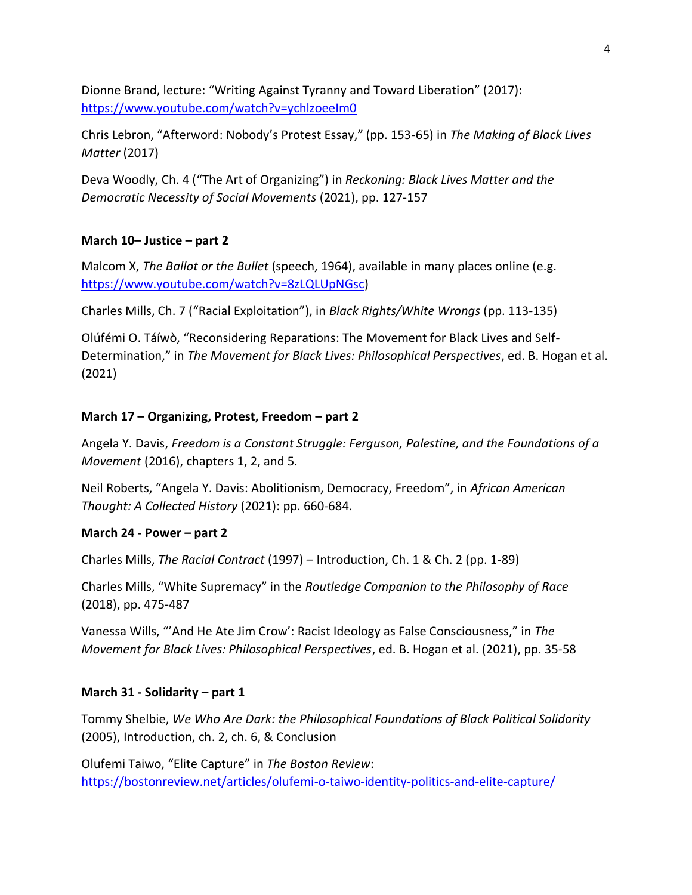Dionne Brand, lecture: "Writing Against Tyranny and Toward Liberation" (2017): [https://www.youtube.com/watch?v=ychlzoeeIm0](https://www.youtube.com/watch?v=ychlzoeeIm0)

Chris Lebron, "Afterword: Nobody's Protest Essay," (pp. 153-65) in *The Making of Black Lives Matter* (2017)

Deva Woodly, Ch. 4 ("The Art of Organizing") in *Reckoning: Black Lives Matter and the Democratic Necessity of Social Movements* (2021), pp. 127-157

**March 10– Justice – part 2**

Malcom X, *The Ballot or the Bullet* (speech, 1964), available in many places online (e.g. [https://www.youtube.com/watch?v=8zLQLUpNGsc](https://www.youtube.com/watch?v=8zLQLUpNGsc))

Charles Mills, Ch. 7 ("Racial Exploitation"), in *Black Rights/White Wrongs* (pp. 113-135)

Olúfémi O. Táíwò, "Reconsidering Reparations: The Movement for Black Lives and Self-Determination," in *The Movement for Black Lives: Philosophical Perspectives*, ed. B. Hogan et al. (2021)

**March 17 – Organizing, Protest, Freedom – part 2**

Angela Y. Davis, *Freedom is a Constant Struggle: Ferguson, Palestine, and the Foundations of a Movement* (2016), chapters 1, 2, and 5.

Neil Roberts, "Angela Y. Davis: Abolitionism, Democracy, Freedom", in *African American Thought: A Collected History* (2021): pp. 660-684.

**March 24 - Power – part 2**

Charles Mills, *The Racial Contract* (1997) – Introduction, Ch. 1 & Ch. 2 (pp. 1-89)

Charles Mills, "White Supremacy" in the *Routledge Companion to the Philosophy of Race* (2018), pp. 475-487

Vanessa Wills, "'And He Ate Jim Crow': Racist Ideology as False Consciousness," in *The Movement for Black Lives: Philosophical Perspectives*, ed. B. Hogan et al. (2021), pp. 35-58

**March 31 - Solidarity – part 1**

Tommy Shelbie, *We Who Are Dark: the Philosophical Foundations of Black Political Solidarity* (2005), Introduction, ch. 2, ch. 6, & Conclusion

Olufemi Taiwo, "Elite Capture" in *The Boston Review*: [https://bostonreview.net/articles/olufemi-o-taiwo-identity-politics-and-elite-capture/](https://bostonreview.net/articles/olufemi-o-taiwo-identity-politics-and-elite-capture/)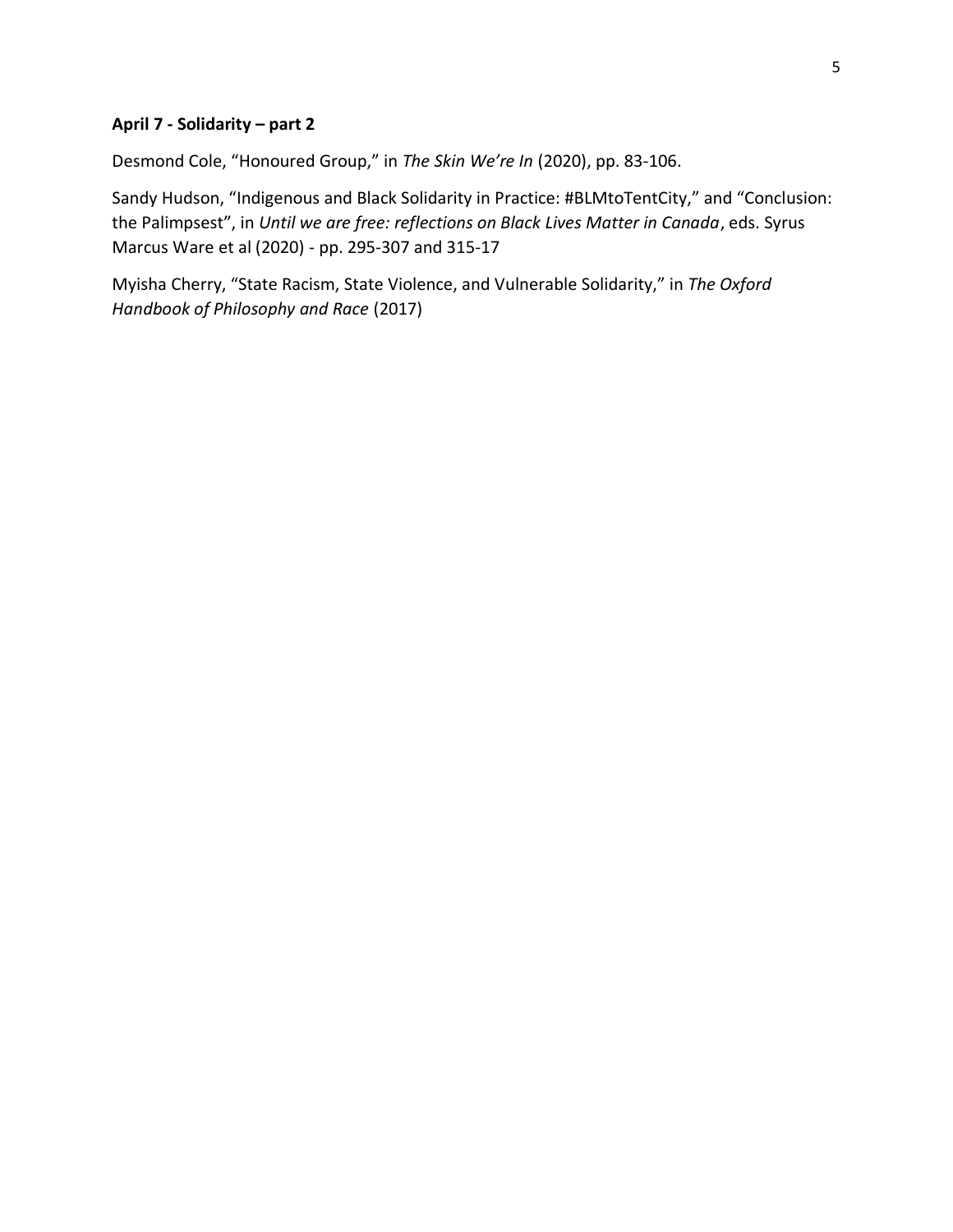**April 7 - Solidarity – part 2**

Desmond Cole, "Honoured Group," in *The Skin We're In* (2020), pp. 83-106.

Sandy Hudson, "Indigenous and Black Solidarity in Practice: #BLMtoTentCity," and "Conclusion: the Palimpsest", in *Until we are free: reflections on Black Lives Matter in Canada*, eds. Syrus Marcus Ware et al (2020) - pp. 295-307 and 315-17

Myisha Cherry, "State Racism, State Violence, and Vulnerable Solidarity," in *The Oxford Handbook of Philosophy and Race* (2017)